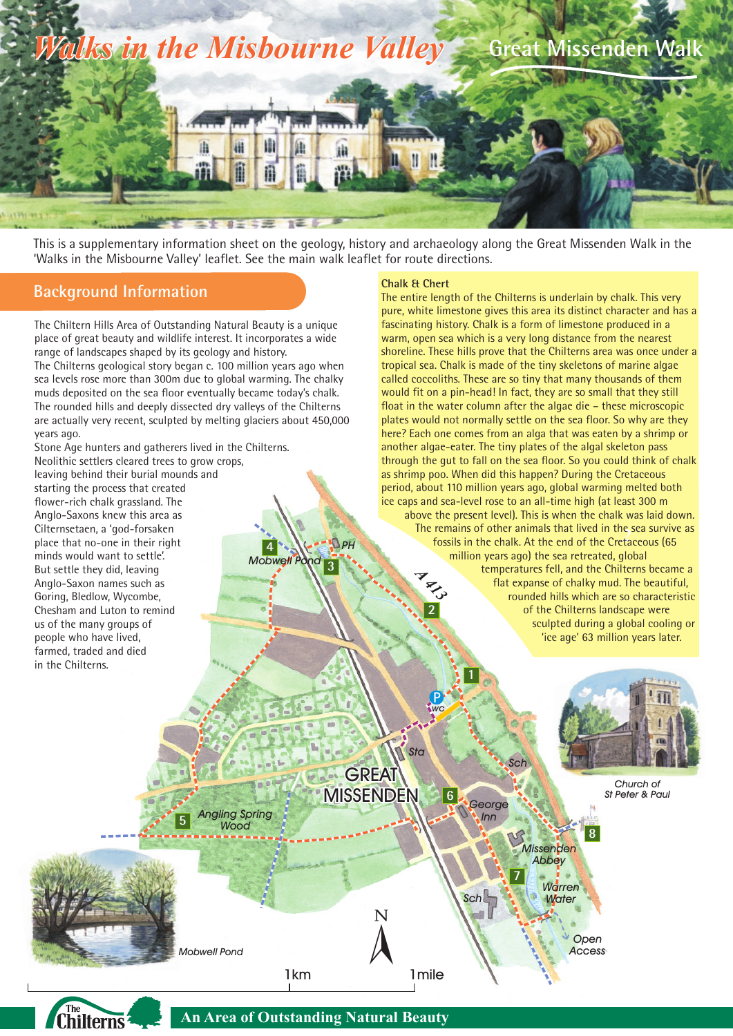# Walks in the Misbourne Valley

## Great Missenden Walk

This is a supplementary information sheet on the geology, history and archaeology along the Great Missenden Walk in the 'Walks in the Misbourne Valley' leaflet. See the main walk leaflet for route directions.

## Background Information

The Chiltern Hills Area of Outstanding Natural Beauty is a unique place of great beauty and wildlife interest. It incorporates a wide range of landscapes shaped by its geology and history.

The Chilterns geological story began c. 100 million years ago when sea levels rose more than 300m due to global warming. The chalky muds deposited on the sea floor eventually became today's chalk.

The rounded hills and deeply dissected dry valleys of the Chilterns are actually very recent, sculpted by melting glaciers about 450,000 years ago.

Stone Age hunters and gatherers lived in the Chilterns. Neolithic settlers cleared trees to grow crops, leaving behind their burial mounds and starting the process that created flower-rich chalk grassland. The Anglo-Saxons knew this area as Cilternsetaen, a 'god-forsaken place that no-one in their right minds would want to settle'. But settle they did, leaving Anglo-Saxon names such as Goring, Bledlow, Wycombe, Chesham and Luton to remind us of the many groups of people who have lived, farmed, traded and died in the Chilterns.

### Chalk & Chert

The entire length of the Chilterns is underlain by chalk. This very pure, white limestone gives this area its distinct character and has a fascinating history. Chalk is a form of limestone produced in a warm, open sea which is a very long distance from the nearest shoreline. These hills prove that the Chilterns area was once under a tropical sea. Chalk is made of the tiny skeletons of marine algae called coccoliths. These are so tiny that many thousands of them would fit on a pin-head! In fact, they are so small that they still float in the water column after the algae die – these microscopic plates would not normally settle on the sea floor. So why are they here? Each one comes from an alga that was eaten by a shrimp or another algae-eater. The tiny plates of the algal skeleton pass through the gut to fall on the sea floor. So you could think of chalk as shrimp poo. When did this happen? During the Cretaceous period, about 110 million years ago, global warming melted both ice caps and sea-level rose to an all-time high (at least 300 m above the present level). This is when the chalk was laid down. The remains of other animals that lived in the sea survive as fossils in the chalk. At the end of the Cretaceous (65 million years ago) the sea retreated, global temperatures fell, and the Chilterns became a flat expanse of chalky mud. The beautiful, rounded hills which are so characteristic of the Chilterns landscape were sculpted during a global cooling or 'ice age' 63 million years later.

Church of St Peter & Paul

Mobwell Pond

An Area of Outstanding Natural Beauty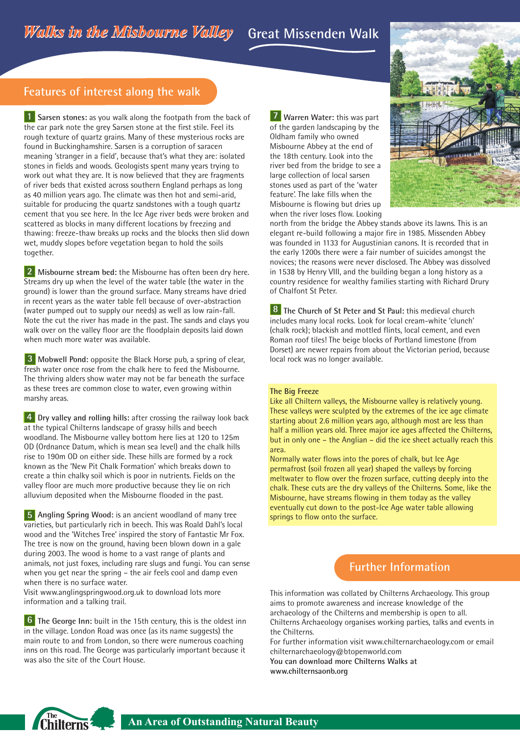# Walks in the Misbourne Valley — Great Missenden Walk

## Features of interest along the walk

**1 Sarsen stones:** as you walk along the footpath from the back of the car park note the grey Sarsen stone at the first stile. Feel its rough texture of quartz grains. Many of these mysterious rocks are found in Buckinghamshire. Sarsen is a corruption of saracen meaning 'stranger in a field', because that's what they are: isolated stones in fields and woods. Geologists spent many years trying to work out what they are. It is now believed that they are fragments of river beds that existed across southern England perhaps as long as 40 million years ago. The climate was then hot and semi-arid, suitable for producing the quartz sandstones with a tough quartz cement that you see here. In the Ice Age river beds were broken and scattered as blocks in many different locations by freezing and thawing: freeze-thaw breaks up rocks and the blocks then slid down wet, muddy slopes before vegetation began to hold the soils together.

**2 Misbourne stream bed:** the Misbourne has often been dry here. Streams dry up when the level of the water table (the water in the ground) is lower than the ground surface. Many streams have dried in recent years as the water table fell because of over-abstraction (water pumped out to supply our needs) as well as low rain-fall. Note the cut the river has made in the past. The sands and clays you walk over on the valley floor are the floodplain deposits laid down when much more water was available.

**3 Mobwell Pond:** opposite the Black Horse pub, a spring of clear, fresh water once rose from the chalk here to feed the Misbourne. The thriving alders show water may not be far beneath the surface as these trees are common close to water, even growing within marshy areas.

**4 Dry valley and rolling hills:** after crossing the railway look back at the typical Chilterns landscape of grassy hills and beech woodland. The Misbourne valley bottom here lies at 120 to 125m OD (Ordnance Datum, which is mean sea level) and the chalk hills rise to 190m OD on either side. These hills are formed by a rock known as the 'New Pit Chalk Formation' which breaks down to create a thin chalky soil which is poor in nutrients. Fields on the valley floor are much more productive because they lie on rich alluvium deposited when the Misbourne flooded in the past.

**5 Angling Spring Wood:** is an ancient woodland of many tree varieties, but particularly rich in beech. This was Roald Dahl's local wood and the 'Witches Tree' inspired the story of Fantastic Mr Fox. The tree is now on the ground, having been blown down in a gale during 2003. The wood is home to a vast range of plants and animals, not just foxes, including rare slugs and fungi. You can sense when you get near the spring – the air feels cool and damp even when there is no surface water.
Visit www.anglingspringwood.org.uk to download lots more information and a talking trail.

**6 The George Inn:** built in the 15th century, this is the oldest inn in the village. London Road was once (as its name suggests) the main route to and from London, so there were numerous coaching inns on this road. The George was particularly important because it was also the site of the Court House.

**7 Warren Water:** this was part of the garden landscaping by the Oldham family who owned Misbourne Abbey at the end of the 18th century. Look into the river bed from the bridge to see a large collection of local sarsen stones used as part of the 'water feature'. The lake fills when the Misbourne is flowing but dries up when the river loses flow. Looking north from the bridge the Abbey stands above its lawns. This is an elegant re-build following a major fire in 1985. Missenden Abbey was founded in 1133 for Augustinian canons. It is recorded that in the early 1200s there were a fair number of suicides amongst the novices; the reasons were never disclosed. The Abbey was dissolved in 1538 by Henry VIII, and the building began a long history as a country residence for wealthy families starting with Richard Drury of Chalfont St Peter.

**8 The Church of St Peter and St Paul:** this medieval church includes many local rocks. Look for local cream-white 'clunch' (chalk rock); blackish and mottled flints, local cement, and even Roman roof tiles! The beige blocks of Portland limestone (from Dorset) are newer repairs from about the Victorian period, because local rock was no longer available.

**The Big Freeze**

Like all Chiltern valleys, the Misbourne valley is relatively young. These valleys were sculpted by the extremes of the ice age climate starting about 2.6 million years ago, although most are less than half a million years old. Three major ice ages affected the Chilterns, but in only one – the Anglian – did the ice sheet actually reach this area.

Normally water flows into the pores of chalk, but Ice Age permafrost (soil frozen all year) shaped the valleys by forcing meltwater to flow over the frozen surface, cutting deeply into the chalk. These cuts are the dry valleys of the Chilterns. Some, like the Misbourne, have streams flowing in them today as the valley eventually cut down to the post-Ice Age water table allowing springs to flow onto the surface.

## Further Information

This information was collated by Chilterns Archaeology. This group aims to promote awareness and increase knowledge of the archaeology of the Chilterns and membership is open to all. Chilterns Archaeology organises working parties, talks and events in the Chilterns.

For further information visit www.chilternarchaeology.com or email chilternarchaeology@btopenworld.com

**You can download more Chilterns Walks at www.chilternsaonb.org**

The Chilterns — An Area of Outstanding Natural Beauty